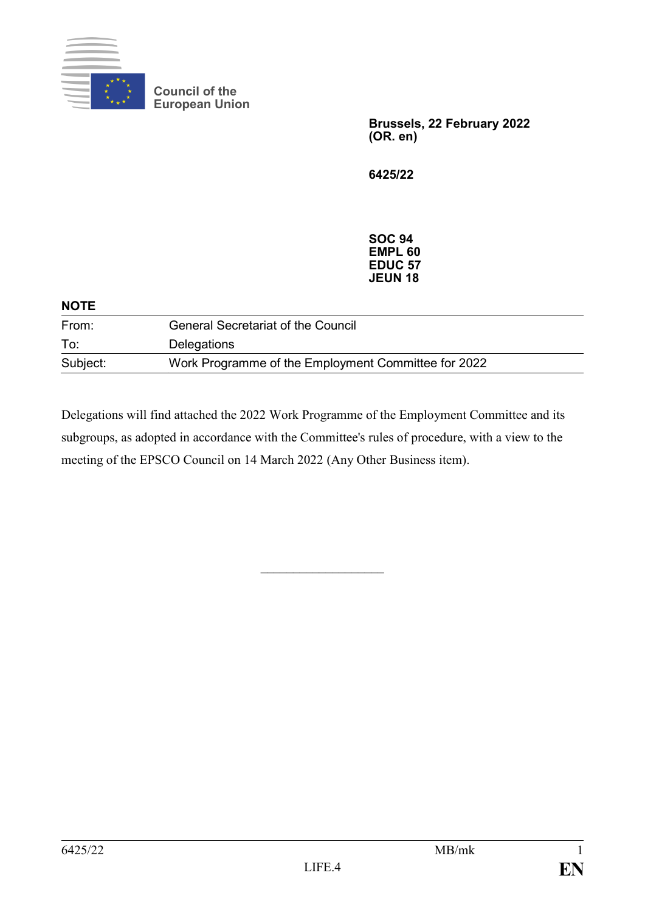Council of the European Union

**Brussels, 22 February 2022**
**(OR. en)**

**6425/22**

**SOC 94**
**EMPL 60**
**EDUC 57**
**JEUN 18**

**NOTE**

| | |
|---|---|
| From: | General Secretariat of the Council |
| To: | Delegations |
| Subject: | Work Programme of the Employment Committee for 2022 |

Delegations will find attached the 2022 Work Programme of the Employment Committee and its subgroups, as adopted in accordance with the Committee's rules of procedure, with a view to the meeting of the EPSCO Council on 14 March 2022 (Any Other Business item).

\_\_\_\_\_\_\_\_\_\_\_\_\_\_\_\_\_\_\_\_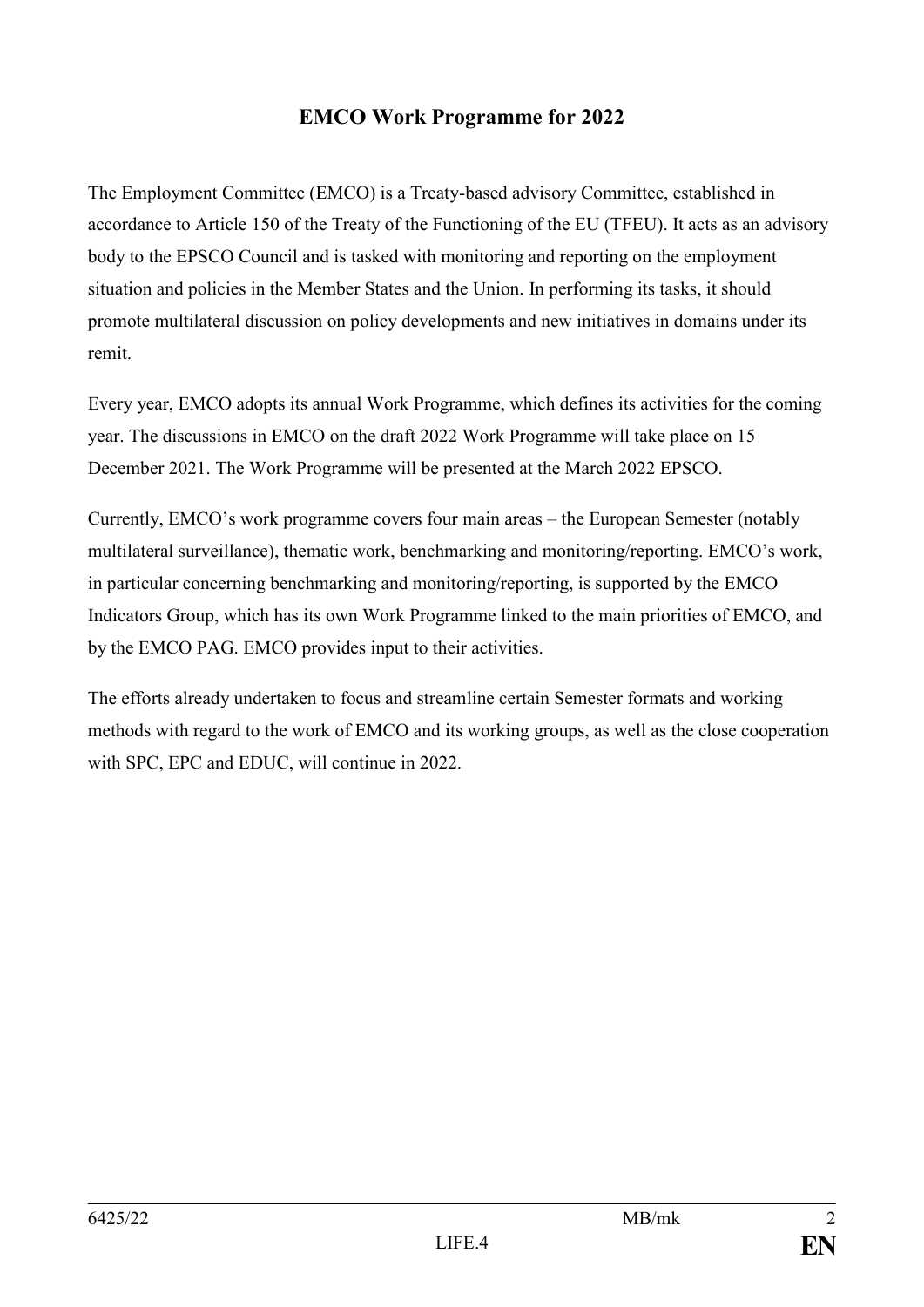# EMCO Work Programme for 2022

The Employment Committee (EMCO) is a Treaty-based advisory Committee, established in accordance to Article 150 of the Treaty of the Functioning of the EU (TFEU). It acts as an advisory body to the EPSCO Council and is tasked with monitoring and reporting on the employment situation and policies in the Member States and the Union. In performing its tasks, it should promote multilateral discussion on policy developments and new initiatives in domains under its remit.

Every year, EMCO adopts its annual Work Programme, which defines its activities for the coming year. The discussions in EMCO on the draft 2022 Work Programme will take place on 15 December 2021. The Work Programme will be presented at the March 2022 EPSCO.

Currently, EMCO's work programme covers four main areas – the European Semester (notably multilateral surveillance), thematic work, benchmarking and monitoring/reporting. EMCO's work, in particular concerning benchmarking and monitoring/reporting, is supported by the EMCO Indicators Group, which has its own Work Programme linked to the main priorities of EMCO, and by the EMCO PAG. EMCO provides input to their activities.

The efforts already undertaken to focus and streamline certain Semester formats and working methods with regard to the work of EMCO and its working groups, as well as the close cooperation with SPC, EPC and EDUC, will continue in 2022.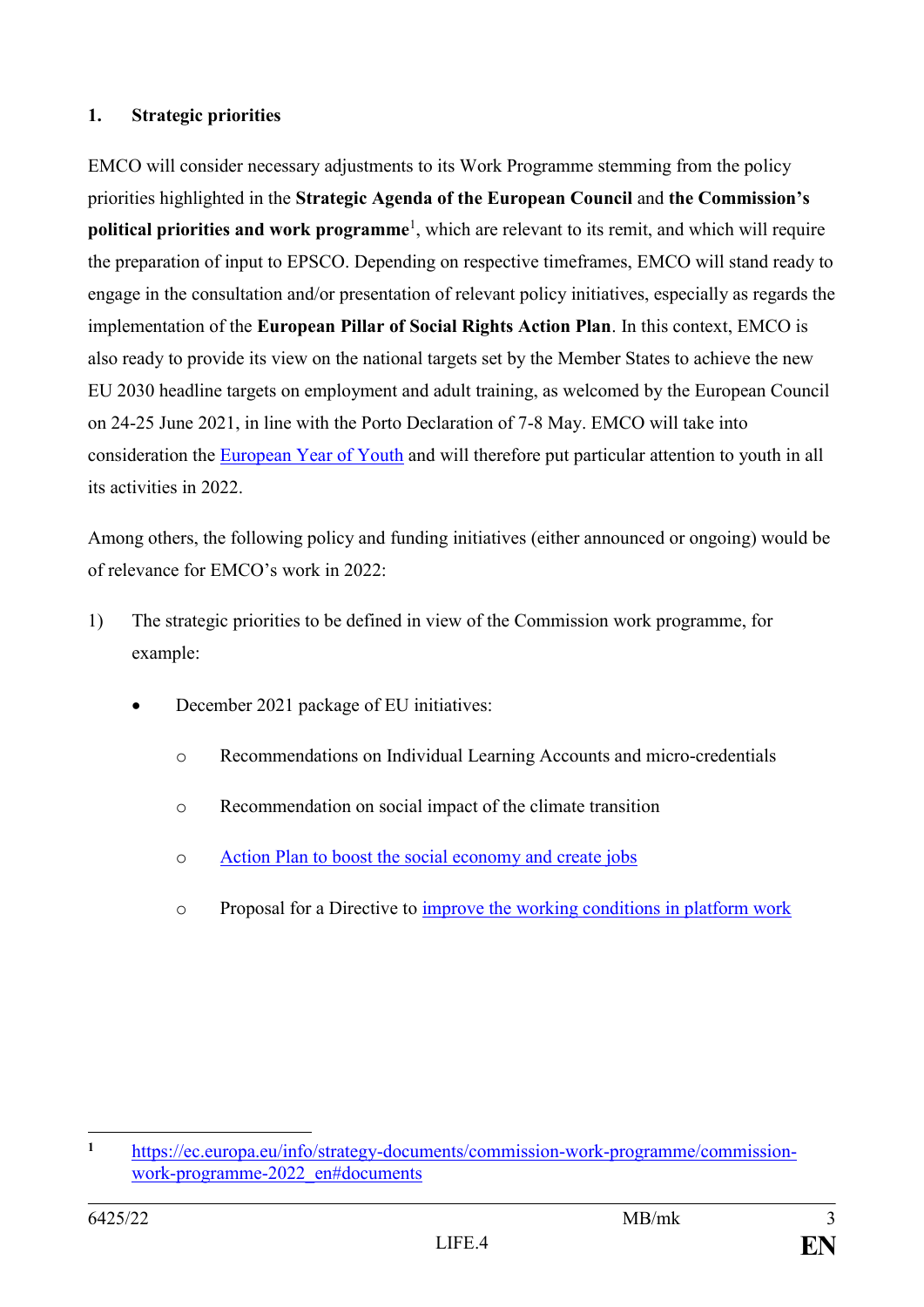## 1. Strategic priorities

EMCO will consider necessary adjustments to its Work Programme stemming from the policy priorities highlighted in the **Strategic Agenda of the European Council** and **the Commission's political priorities and work programme**[1], which are relevant to its remit, and which will require the preparation of input to EPSCO. Depending on respective timeframes, EMCO will stand ready to engage in the consultation and/or presentation of relevant policy initiatives, especially as regards the implementation of the **European Pillar of Social Rights Action Plan**. In this context, EMCO is also ready to provide its view on the national targets set by the Member States to achieve the new EU 2030 headline targets on employment and adult training, as welcomed by the European Council on 24-25 June 2021, in line with the Porto Declaration of 7-8 May. EMCO will take into consideration the European Year of Youth and will therefore put particular attention to youth in all its activities in 2022.

Among others, the following policy and funding initiatives (either announced or ongoing) would be of relevance for EMCO's work in 2022:

1) The strategic priorities to be defined in view of the Commission work programme, for example:

   - December 2021 package of EU initiatives:
     - Recommendations on Individual Learning Accounts and micro-credentials
     - Recommendation on social impact of the climate transition
     - Action Plan to boost the social economy and create jobs
     - Proposal for a Directive to improve the working conditions in platform work

---

[1] https://ec.europa.eu/info/strategy-documents/commission-work-programme/commission-work-programme-2022_en#documents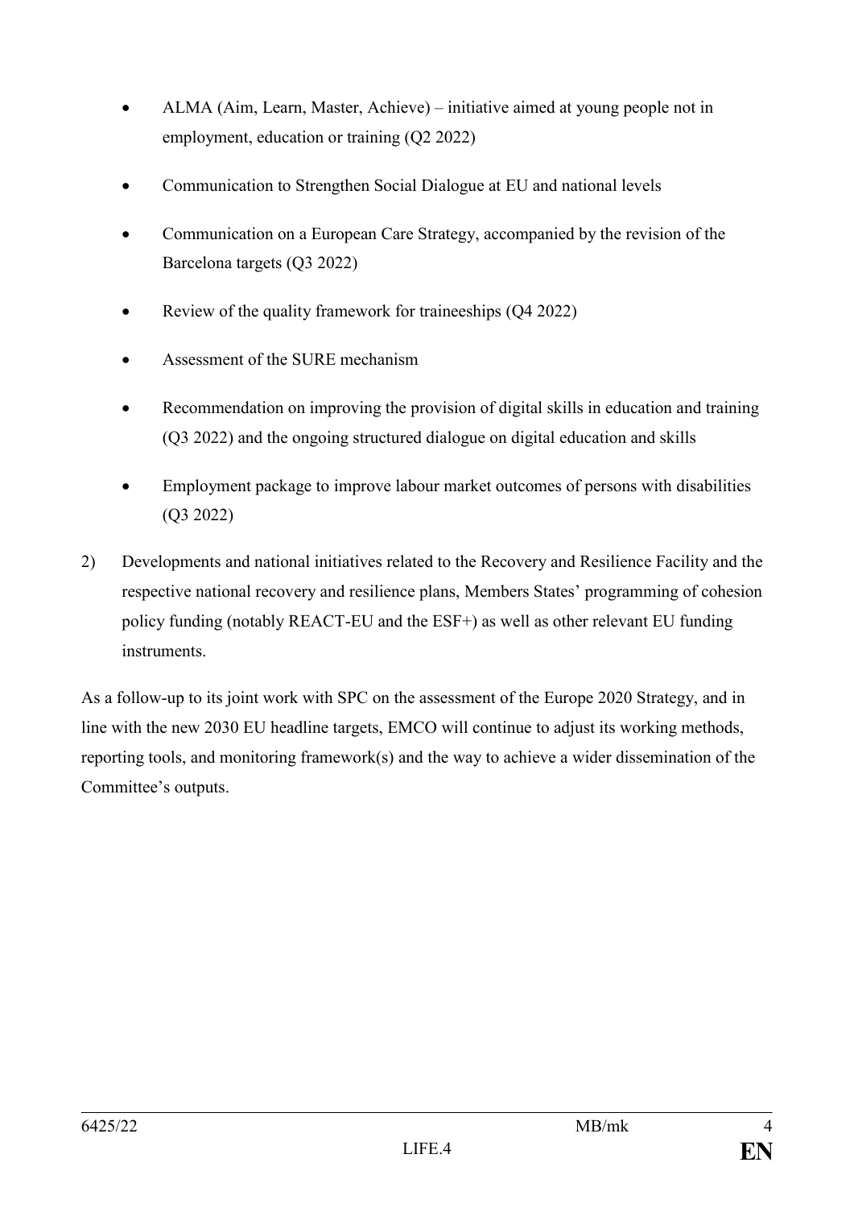- ALMA (Aim, Learn, Master, Achieve) – initiative aimed at young people not in employment, education or training (Q2 2022)
- Communication to Strengthen Social Dialogue at EU and national levels
- Communication on a European Care Strategy, accompanied by the revision of the Barcelona targets (Q3 2022)
- Review of the quality framework for traineeships (Q4 2022)
- Assessment of the SURE mechanism
- Recommendation on improving the provision of digital skills in education and training (Q3 2022) and the ongoing structured dialogue on digital education and skills
- Employment package to improve labour market outcomes of persons with disabilities (Q3 2022)

2) Developments and national initiatives related to the Recovery and Resilience Facility and the respective national recovery and resilience plans, Members States' programming of cohesion policy funding (notably REACT-EU and the ESF+) as well as other relevant EU funding instruments.

As a follow-up to its joint work with SPC on the assessment of the Europe 2020 Strategy, and in line with the new 2030 EU headline targets, EMCO will continue to adjust its working methods, reporting tools, and monitoring framework(s) and the way to achieve a wider dissemination of the Committee's outputs.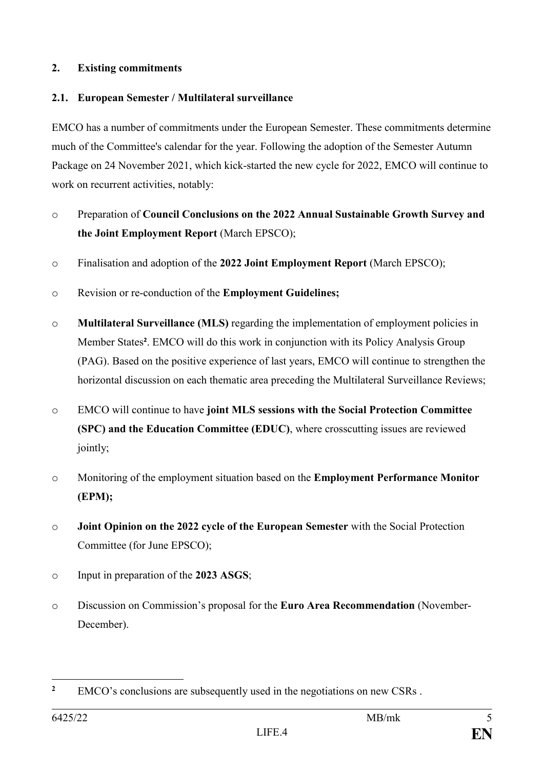## 2. Existing commitments

### 2.1. European Semester / Multilateral surveillance

EMCO has a number of commitments under the European Semester. These commitments determine much of the Committee's calendar for the year. Following the adoption of the Semester Autumn Package on 24 November 2021, which kick-started the new cycle for 2022, EMCO will continue to work on recurrent activities, notably:

- Preparation of **Council Conclusions on the 2022 Annual Sustainable Growth Survey and the Joint Employment Report** (March EPSCO);
- Finalisation and adoption of the **2022 Joint Employment Report** (March EPSCO);
- Revision or re-conduction of the **Employment Guidelines;**
- **Multilateral Surveillance (MLS)** regarding the implementation of employment policies in Member States[2]. EMCO will do this work in conjunction with its Policy Analysis Group (PAG). Based on the positive experience of last years, EMCO will continue to strengthen the horizontal discussion on each thematic area preceding the Multilateral Surveillance Reviews;
- EMCO will continue to have **joint MLS sessions with the Social Protection Committee (SPC) and the Education Committee (EDUC)**, where crosscutting issues are reviewed jointly;
- Monitoring of the employment situation based on the **Employment Performance Monitor (EPM);**
- **Joint Opinion on the 2022 cycle of the European Semester** with the Social Protection Committee (for June EPSCO);
- Input in preparation of the **2023 ASGS**;
- Discussion on Commission's proposal for the **Euro Area Recommendation** (November-December).

---

[2] EMCO's conclusions are subsequently used in the negotiations on new CSRs .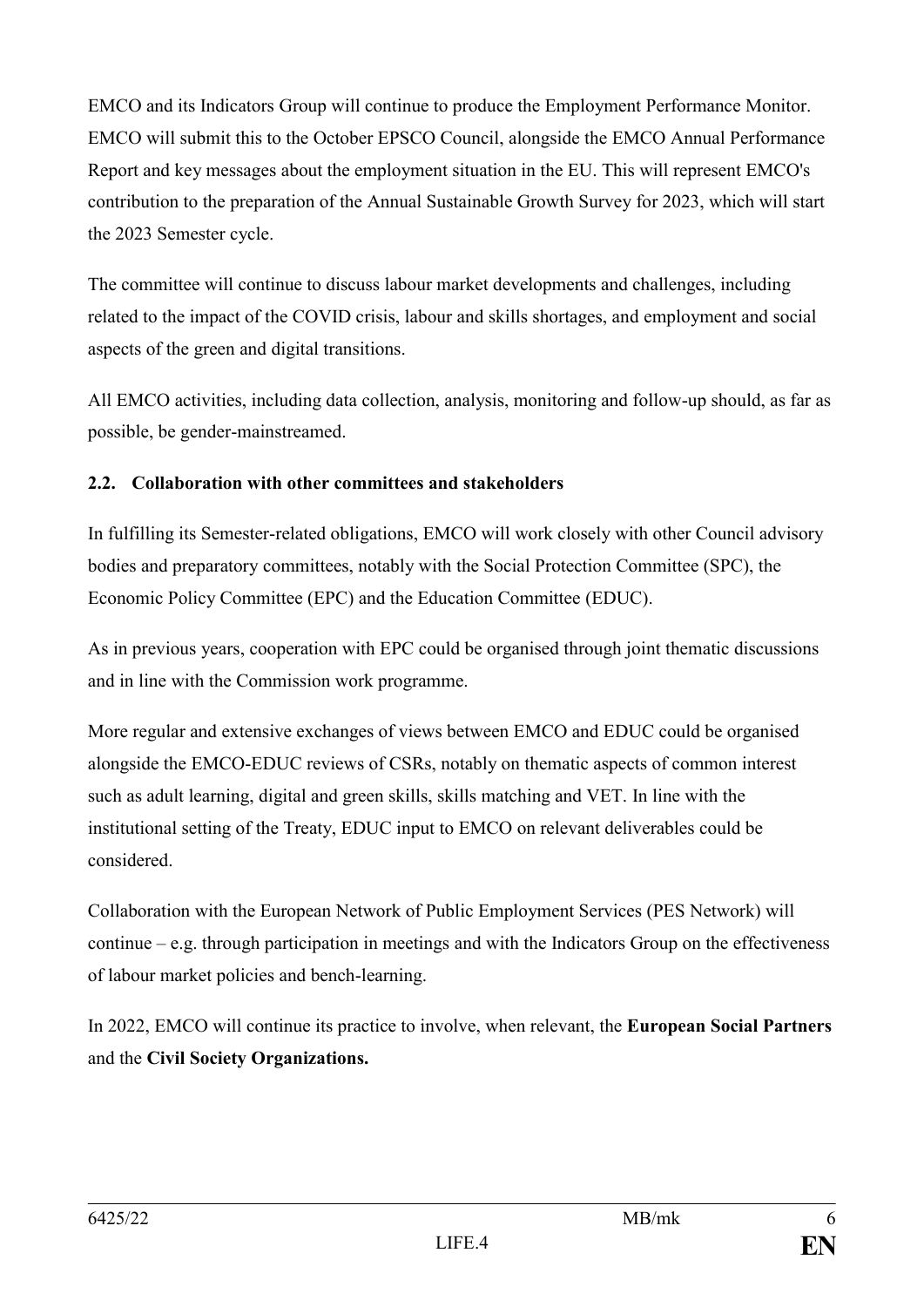EMCO and its Indicators Group will continue to produce the Employment Performance Monitor. EMCO will submit this to the October EPSCO Council, alongside the EMCO Annual Performance Report and key messages about the employment situation in the EU. This will represent EMCO's contribution to the preparation of the Annual Sustainable Growth Survey for 2023, which will start the 2023 Semester cycle.

The committee will continue to discuss labour market developments and challenges, including related to the impact of the COVID crisis, labour and skills shortages, and employment and social aspects of the green and digital transitions.

All EMCO activities, including data collection, analysis, monitoring and follow-up should, as far as possible, be gender-mainstreamed.

### 2.2. Collaboration with other committees and stakeholders

In fulfilling its Semester-related obligations, EMCO will work closely with other Council advisory bodies and preparatory committees, notably with the Social Protection Committee (SPC), the Economic Policy Committee (EPC) and the Education Committee (EDUC).

As in previous years, cooperation with EPC could be organised through joint thematic discussions and in line with the Commission work programme.

More regular and extensive exchanges of views between EMCO and EDUC could be organised alongside the EMCO-EDUC reviews of CSRs, notably on thematic aspects of common interest such as adult learning, digital and green skills, skills matching and VET. In line with the institutional setting of the Treaty, EDUC input to EMCO on relevant deliverables could be considered.

Collaboration with the European Network of Public Employment Services (PES Network) will continue – e.g. through participation in meetings and with the Indicators Group on the effectiveness of labour market policies and bench-learning.

In 2022, EMCO will continue its practice to involve, when relevant, the **European Social Partners** and the **Civil Society Organizations.**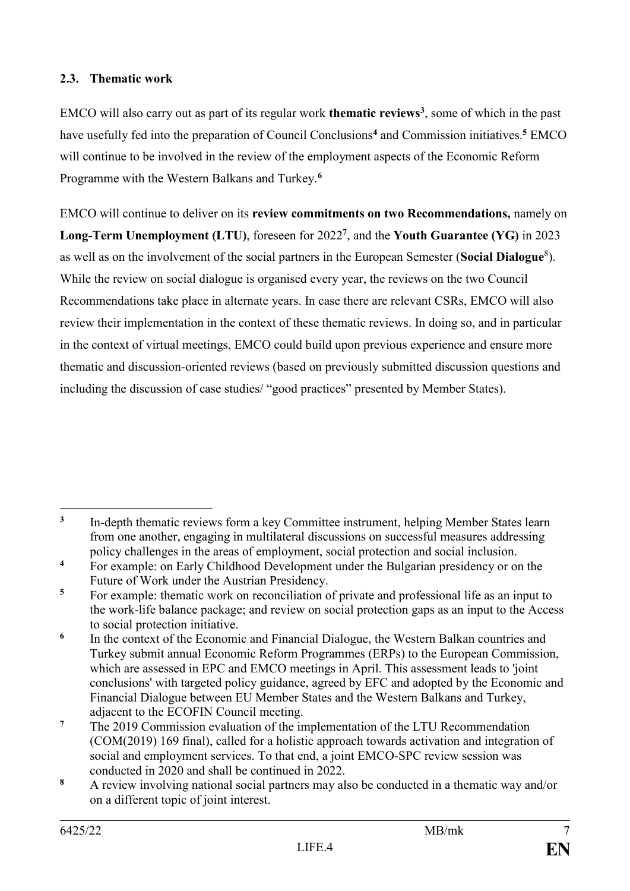### 2.3. Thematic work

EMCO will also carry out as part of its regular work **thematic reviews**[3], some of which in the past have usefully fed into the preparation of Council Conclusions[4] and Commission initiatives.[5] EMCO will continue to be involved in the review of the employment aspects of the Economic Reform Programme with the Western Balkans and Turkey.[6]

EMCO will continue to deliver on its **review commitments on two Recommendations,** namely on **Long-Term Unemployment (LTU)**, foreseen for 2022[7], and the **Youth Guarantee (YG)** in 2023 as well as on the involvement of the social partners in the European Semester (**Social Dialogue**[8]). While the review on social dialogue is organised every year, the reviews on the two Council Recommendations take place in alternate years. In case there are relevant CSRs, EMCO will also review their implementation in the context of these thematic reviews. In doing so, and in particular in the context of virtual meetings, EMCO could build upon previous experience and ensure more thematic and discussion-oriented reviews (based on previously submitted discussion questions and including the discussion of case studies/ "good practices" presented by Member States).

---

[3] In-depth thematic reviews form a key Committee instrument, helping Member States learn from one another, engaging in multilateral discussions on successful measures addressing policy challenges in the areas of employment, social protection and social inclusion.

[4] For example: on Early Childhood Development under the Bulgarian presidency or on the Future of Work under the Austrian Presidency.

[5] For example: thematic work on reconciliation of private and professional life as an input to the work-life balance package; and review on social protection gaps as an input to the Access to social protection initiative.

[6] In the context of the Economic and Financial Dialogue, the Western Balkan countries and Turkey submit annual Economic Reform Programmes (ERPs) to the European Commission, which are assessed in EPC and EMCO meetings in April. This assessment leads to 'joint conclusions' with targeted policy guidance, agreed by EFC and adopted by the Economic and Financial Dialogue between EU Member States and the Western Balkans and Turkey, adjacent to the ECOFIN Council meeting.

[7] The 2019 Commission evaluation of the implementation of the LTU Recommendation (COM(2019) 169 final), called for a holistic approach towards activation and integration of social and employment services. To that end, a joint EMCO-SPC review session was conducted in 2020 and shall be continued in 2022.

[8] A review involving national social partners may also be conducted in a thematic way and/or on a different topic of joint interest.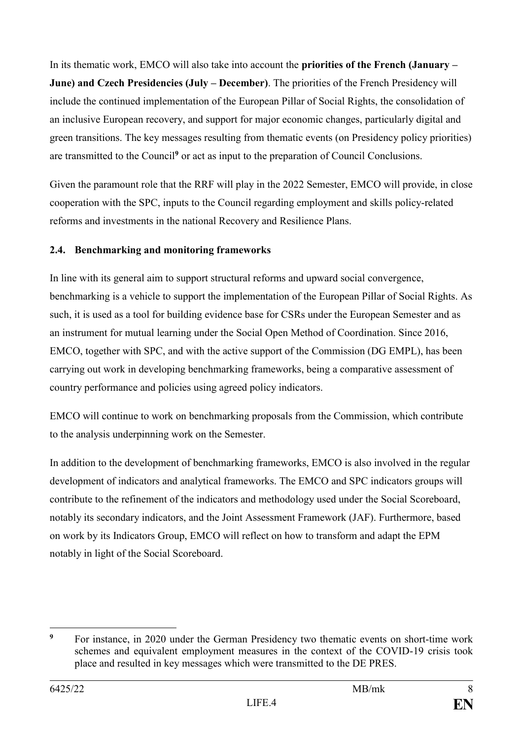In its thematic work, EMCO will also take into account the **priorities of the French (January – June) and Czech Presidencies (July – December)**. The priorities of the French Presidency will include the continued implementation of the European Pillar of Social Rights, the consolidation of an inclusive European recovery, and support for major economic changes, particularly digital and green transitions. The key messages resulting from thematic events (on Presidency policy priorities) are transmitted to the Council[9] or act as input to the preparation of Council Conclusions.

Given the paramount role that the RRF will play in the 2022 Semester, EMCO will provide, in close cooperation with the SPC, inputs to the Council regarding employment and skills policy-related reforms and investments in the national Recovery and Resilience Plans.

### 2.4. Benchmarking and monitoring frameworks

In line with its general aim to support structural reforms and upward social convergence, benchmarking is a vehicle to support the implementation of the European Pillar of Social Rights. As such, it is used as a tool for building evidence base for CSRs under the European Semester and as an instrument for mutual learning under the Social Open Method of Coordination. Since 2016, EMCO, together with SPC, and with the active support of the Commission (DG EMPL), has been carrying out work in developing benchmarking frameworks, being a comparative assessment of country performance and policies using agreed policy indicators.

EMCO will continue to work on benchmarking proposals from the Commission, which contribute to the analysis underpinning work on the Semester.

In addition to the development of benchmarking frameworks, EMCO is also involved in the regular development of indicators and analytical frameworks. The EMCO and SPC indicators groups will contribute to the refinement of the indicators and methodology used under the Social Scoreboard, notably its secondary indicators, and the Joint Assessment Framework (JAF). Furthermore, based on work by its Indicators Group, EMCO will reflect on how to transform and adapt the EPM notably in light of the Social Scoreboard.

---

[9] For instance, in 2020 under the German Presidency two thematic events on short-time work schemes and equivalent employment measures in the context of the COVID-19 crisis took place and resulted in key messages which were transmitted to the DE PRES.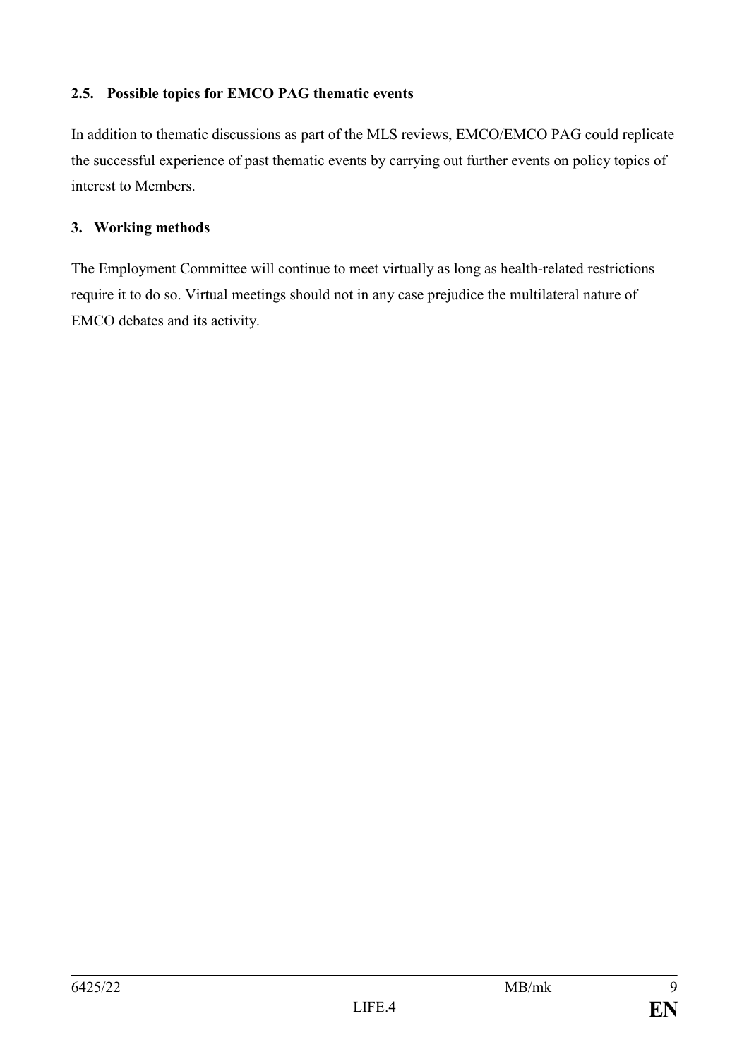### 2.5. Possible topics for EMCO PAG thematic events

In addition to thematic discussions as part of the MLS reviews, EMCO/EMCO PAG could replicate the successful experience of past thematic events by carrying out further events on policy topics of interest to Members.

## 3. Working methods

The Employment Committee will continue to meet virtually as long as health-related restrictions require it to do so. Virtual meetings should not in any case prejudice the multilateral nature of EMCO debates and its activity.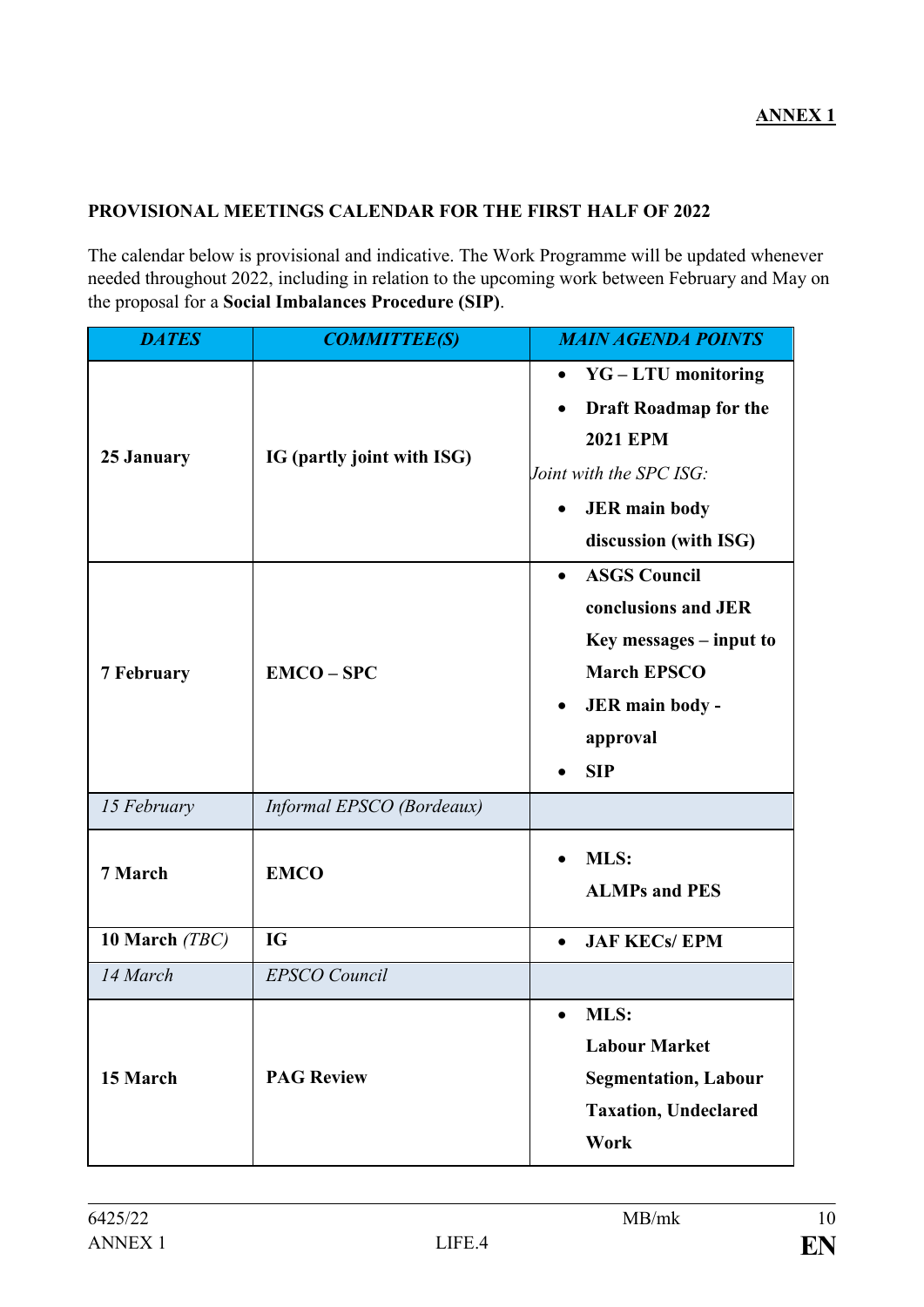**ANNEX 1**

**PROVISIONAL MEETINGS CALENDAR FOR THE FIRST HALF OF 2022**

The calendar below is provisional and indicative. The Work Programme will be updated whenever needed throughout 2022, including in relation to the upcoming work between February and May on the proposal for a **Social Imbalances Procedure (SIP)**.

| ***DATES*** | ***COMMITTEE(S)*** | ***MAIN AGENDA POINTS*** |
|---|---|---|
| **25 January** | **IG (partly joint with ISG)** | • **YG – LTU monitoring**<br>• **Draft Roadmap for the 2021 EPM**<br>*Joint with the SPC ISG:*<br>• **JER main body discussion (with ISG)** |
| **7 February** | **EMCO – SPC** | • **ASGS Council conclusions and JER Key messages – input to March EPSCO**<br>• **JER main body - approval**<br>• **SIP** |
| *15 February* | *Informal EPSCO (Bordeaux)* | |
| **7 March** | **EMCO** | • **MLS: ALMPs and PES** |
| **10 March** *(TBC)* | **IG** | • **JAF KECs/ EPM** |
| *14 March* | *EPSCO Council* | |
| **15 March** | **PAG Review** | • **MLS: Labour Market Segmentation, Labour Taxation, Undeclared Work** |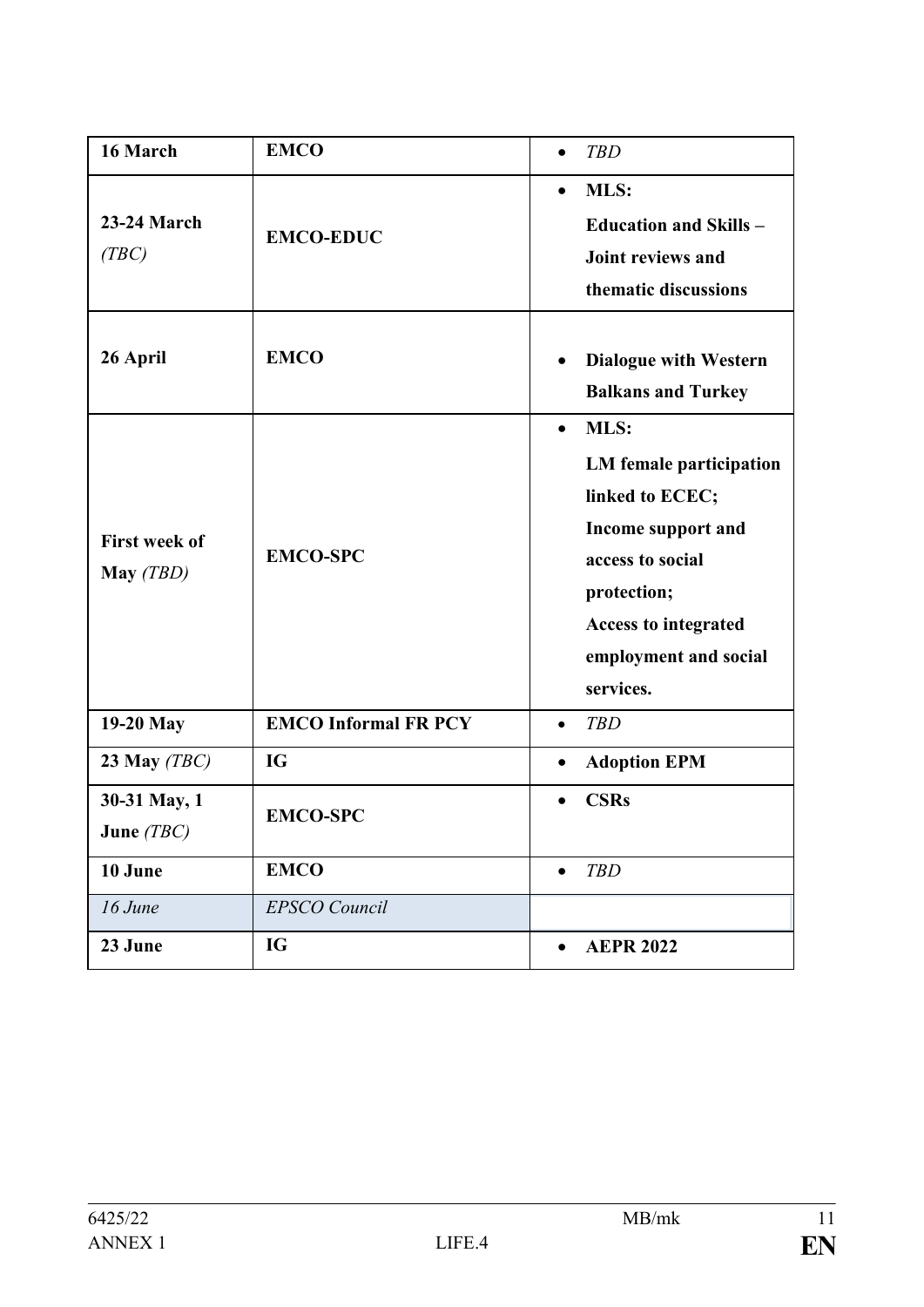| **16 March** | **EMCO** | • *TBD* |
|---|---|---|
| **23-24 March** *(TBC)* | **EMCO-EDUC** | • **MLS:** **Education and Skills – Joint reviews and thematic discussions** |
| **26 April** | **EMCO** | • **Dialogue with Western Balkans and Turkey** |
| **First week of May** *(TBD)* | **EMCO-SPC** | • **MLS:** **LM female participation linked to ECEC;** **Income support and access to social protection;** **Access to integrated employment and social services.** |
| **19-20 May** | **EMCO Informal FR PCY** | • *TBD* |
| **23 May** *(TBC)* | **IG** | • **Adoption EPM** |
| **30-31 May, 1 June** *(TBC)* | **EMCO-SPC** | • **CSRs** |
| **10 June** | **EMCO** | • *TBD* |
| *16 June* | *EPSCO Council* | |
| **23 June** | **IG** | • **AEPR 2022** |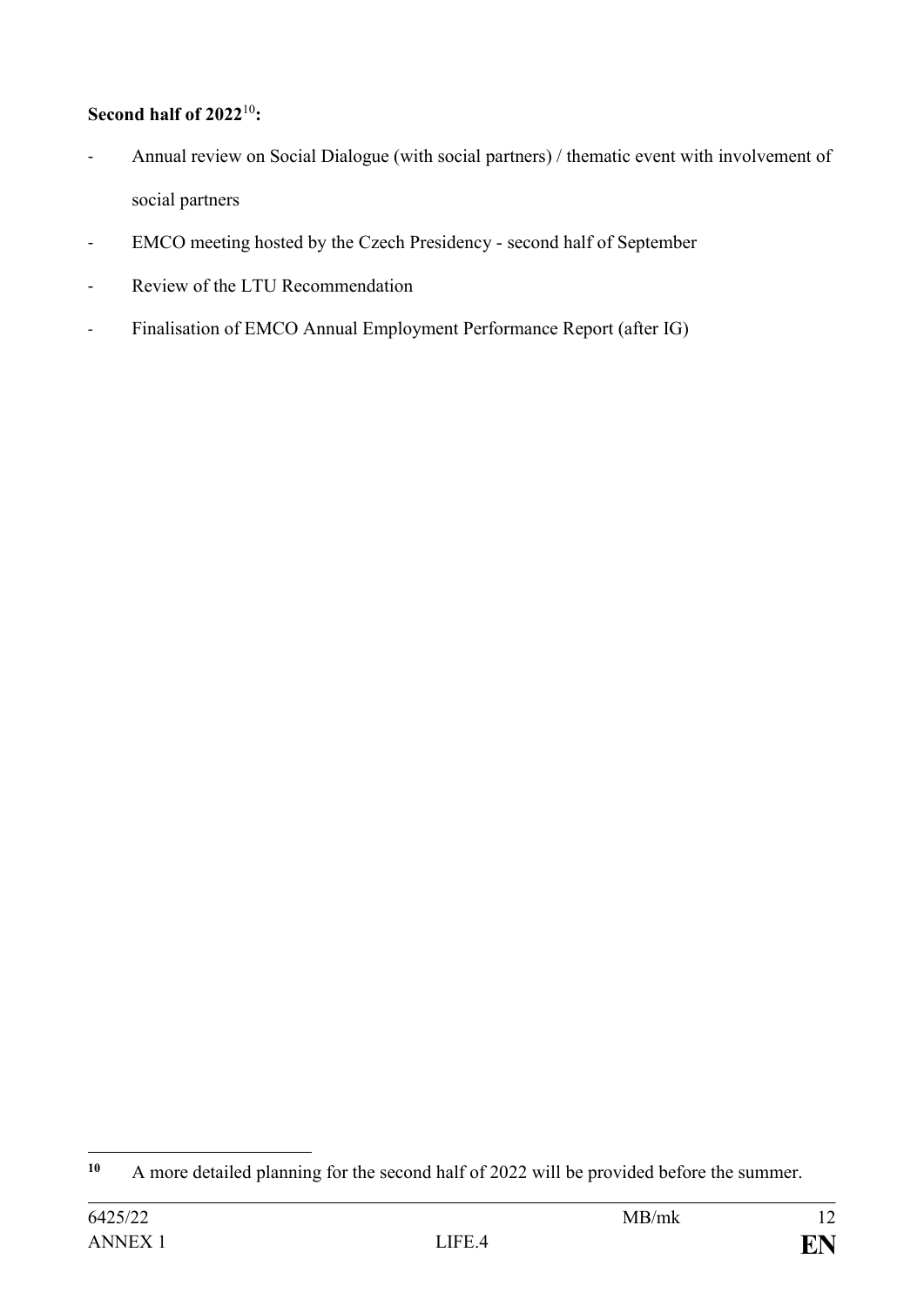**Second half of 2022**[10]**:**

- Annual review on Social Dialogue (with social partners) / thematic event with involvement of social partners
- EMCO meeting hosted by the Czech Presidency - second half of September
- Review of the LTU Recommendation
- Finalisation of EMCO Annual Employment Performance Report (after IG)

---

[10] A more detailed planning for the second half of 2022 will be provided before the summer.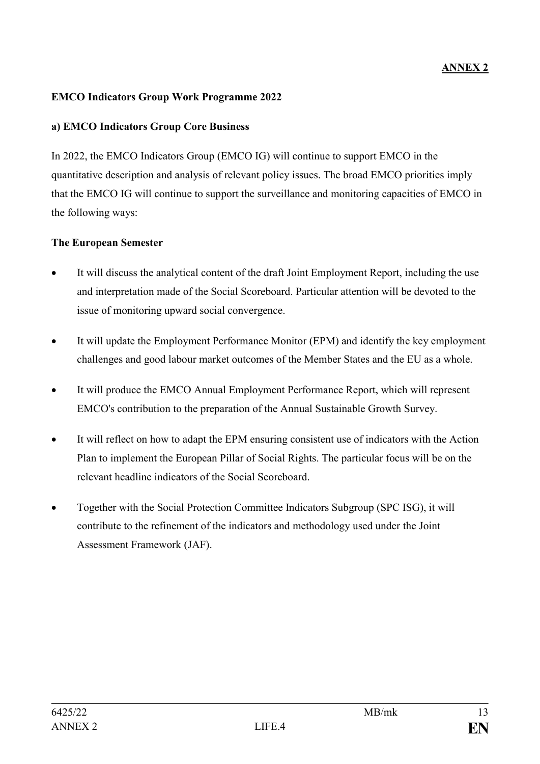**ANNEX 2**

**EMCO Indicators Group Work Programme 2022**

**a) EMCO Indicators Group Core Business**

In 2022, the EMCO Indicators Group (EMCO IG) will continue to support EMCO in the quantitative description and analysis of relevant policy issues. The broad EMCO priorities imply that the EMCO IG will continue to support the surveillance and monitoring capacities of EMCO in the following ways:

**The European Semester**

- It will discuss the analytical content of the draft Joint Employment Report, including the use and interpretation made of the Social Scoreboard. Particular attention will be devoted to the issue of monitoring upward social convergence.
- It will update the Employment Performance Monitor (EPM) and identify the key employment challenges and good labour market outcomes of the Member States and the EU as a whole.
- It will produce the EMCO Annual Employment Performance Report, which will represent EMCO's contribution to the preparation of the Annual Sustainable Growth Survey.
- It will reflect on how to adapt the EPM ensuring consistent use of indicators with the Action Plan to implement the European Pillar of Social Rights. The particular focus will be on the relevant headline indicators of the Social Scoreboard.
- Together with the Social Protection Committee Indicators Subgroup (SPC ISG), it will contribute to the refinement of the indicators and methodology used under the Joint Assessment Framework (JAF).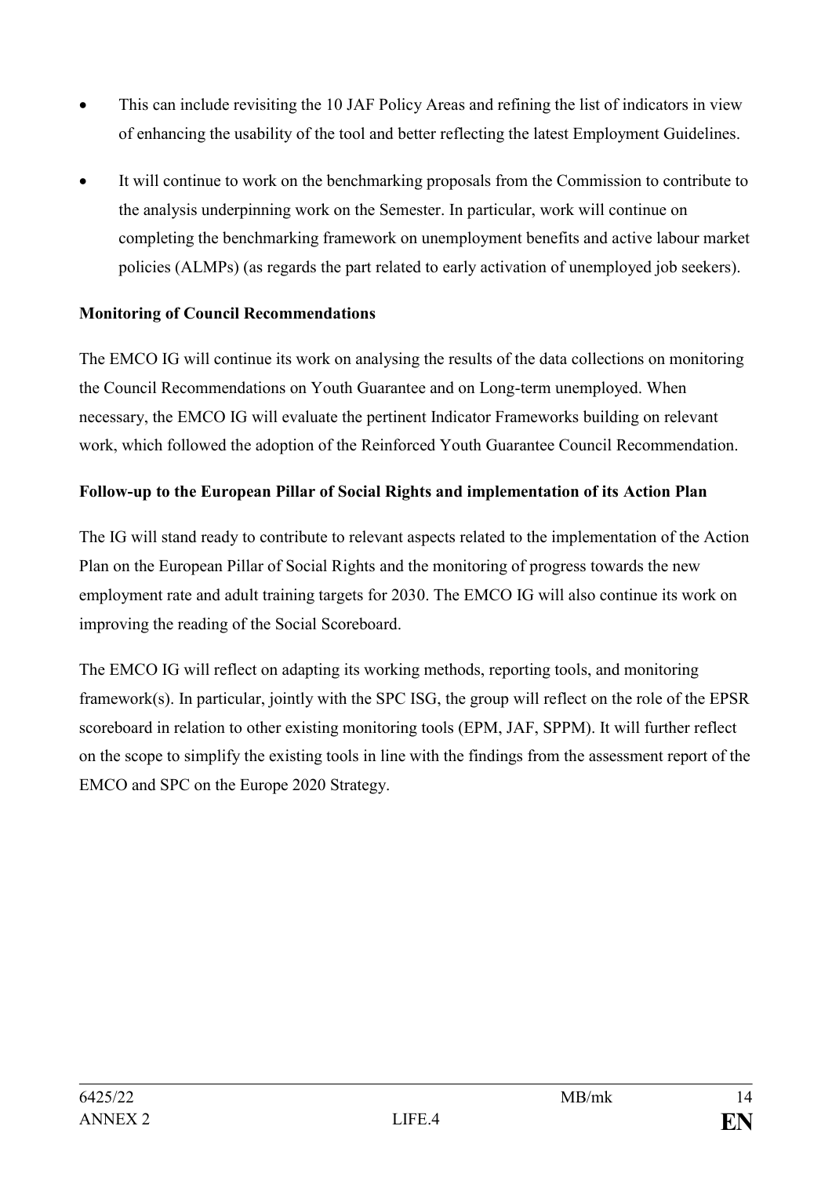- This can include revisiting the 10 JAF Policy Areas and refining the list of indicators in view of enhancing the usability of the tool and better reflecting the latest Employment Guidelines.
- It will continue to work on the benchmarking proposals from the Commission to contribute to the analysis underpinning work on the Semester. In particular, work will continue on completing the benchmarking framework on unemployment benefits and active labour market policies (ALMPs) (as regards the part related to early activation of unemployed job seekers).

**Monitoring of Council Recommendations**

The EMCO IG will continue its work on analysing the results of the data collections on monitoring the Council Recommendations on Youth Guarantee and on Long-term unemployed. When necessary, the EMCO IG will evaluate the pertinent Indicator Frameworks building on relevant work, which followed the adoption of the Reinforced Youth Guarantee Council Recommendation.

**Follow-up to the European Pillar of Social Rights and implementation of its Action Plan**

The IG will stand ready to contribute to relevant aspects related to the implementation of the Action Plan on the European Pillar of Social Rights and the monitoring of progress towards the new employment rate and adult training targets for 2030. The EMCO IG will also continue its work on improving the reading of the Social Scoreboard.

The EMCO IG will reflect on adapting its working methods, reporting tools, and monitoring framework(s). In particular, jointly with the SPC ISG, the group will reflect on the role of the EPSR scoreboard in relation to other existing monitoring tools (EPM, JAF, SPPM). It will further reflect on the scope to simplify the existing tools in line with the findings from the assessment report of the EMCO and SPC on the Europe 2020 Strategy.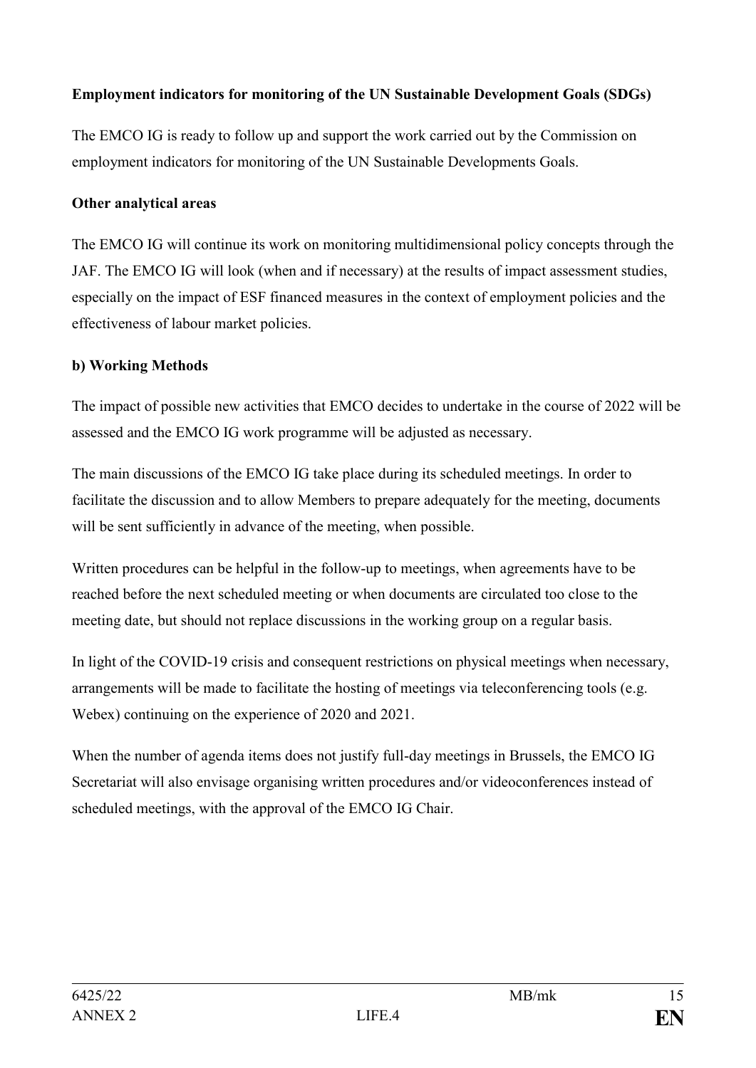**Employment indicators for monitoring of the UN Sustainable Development Goals (SDGs)**

The EMCO IG is ready to follow up and support the work carried out by the Commission on employment indicators for monitoring of the UN Sustainable Developments Goals.

**Other analytical areas**

The EMCO IG will continue its work on monitoring multidimensional policy concepts through the JAF. The EMCO IG will look (when and if necessary) at the results of impact assessment studies, especially on the impact of ESF financed measures in the context of employment policies and the effectiveness of labour market policies.

**b) Working Methods**

The impact of possible new activities that EMCO decides to undertake in the course of 2022 will be assessed and the EMCO IG work programme will be adjusted as necessary.

The main discussions of the EMCO IG take place during its scheduled meetings. In order to facilitate the discussion and to allow Members to prepare adequately for the meeting, documents will be sent sufficiently in advance of the meeting, when possible.

Written procedures can be helpful in the follow-up to meetings, when agreements have to be reached before the next scheduled meeting or when documents are circulated too close to the meeting date, but should not replace discussions in the working group on a regular basis.

In light of the COVID-19 crisis and consequent restrictions on physical meetings when necessary, arrangements will be made to facilitate the hosting of meetings via teleconferencing tools (e.g. Webex) continuing on the experience of 2020 and 2021.

When the number of agenda items does not justify full-day meetings in Brussels, the EMCO IG Secretariat will also envisage organising written procedures and/or videoconferences instead of scheduled meetings, with the approval of the EMCO IG Chair.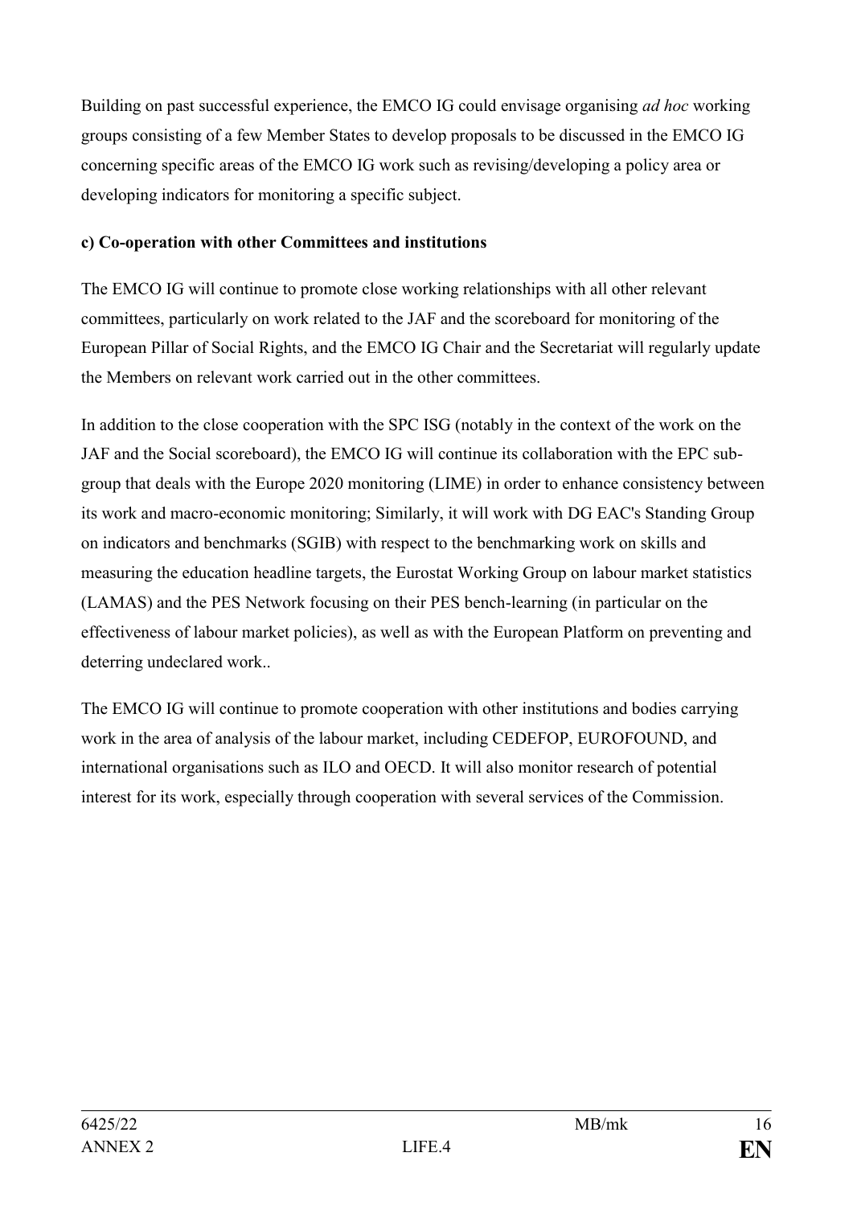Building on past successful experience, the EMCO IG could envisage organising *ad hoc* working groups consisting of a few Member States to develop proposals to be discussed in the EMCO IG concerning specific areas of the EMCO IG work such as revising/developing a policy area or developing indicators for monitoring a specific subject.

**c) Co-operation with other Committees and institutions**

The EMCO IG will continue to promote close working relationships with all other relevant committees, particularly on work related to the JAF and the scoreboard for monitoring of the European Pillar of Social Rights, and the EMCO IG Chair and the Secretariat will regularly update the Members on relevant work carried out in the other committees.

In addition to the close cooperation with the SPC ISG (notably in the context of the work on the JAF and the Social scoreboard), the EMCO IG will continue its collaboration with the EPC sub-group that deals with the Europe 2020 monitoring (LIME) in order to enhance consistency between its work and macro-economic monitoring; Similarly, it will work with DG EAC's Standing Group on indicators and benchmarks (SGIB) with respect to the benchmarking work on skills and measuring the education headline targets, the Eurostat Working Group on labour market statistics (LAMAS) and the PES Network focusing on their PES bench-learning (in particular on the effectiveness of labour market policies), as well as with the European Platform on preventing and deterring undeclared work..

The EMCO IG will continue to promote cooperation with other institutions and bodies carrying work in the area of analysis of the labour market, including CEDEFOP, EUROFOUND, and international organisations such as ILO and OECD. It will also monitor research of potential interest for its work, especially through cooperation with several services of the Commission.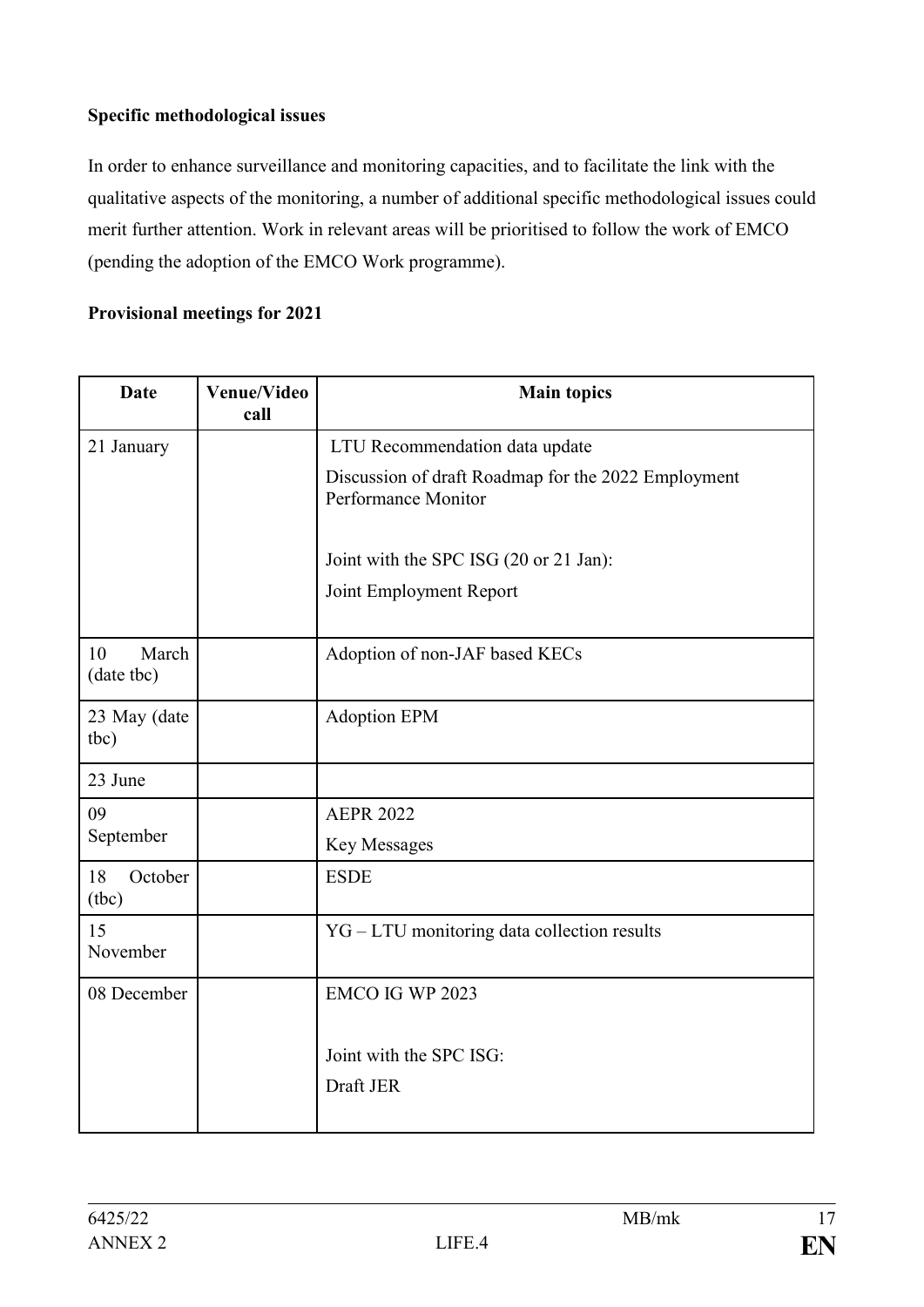**Specific methodological issues**

In order to enhance surveillance and monitoring capacities, and to facilitate the link with the qualitative aspects of the monitoring, a number of additional specific methodological issues could merit further attention. Work in relevant areas will be prioritised to follow the work of EMCO (pending the adoption of the EMCO Work programme).

**Provisional meetings for 2021**

| Date | Venue/Video call | Main topics |
|---|---|---|
| 21 January | | LTU Recommendation data update<br>Discussion of draft Roadmap for the 2022 Employment Performance Monitor<br><br>Joint with the SPC ISG (20 or 21 Jan):<br>Joint Employment Report |
| 10 March (date tbc) | | Adoption of non-JAF based KECs |
| 23 May (date tbc) | | Adoption EPM |
| 23 June | | |
| 09 September | | AEPR 2022<br>Key Messages |
| 18 October (tbc) | | ESDE |
| 15 November | | YG – LTU monitoring data collection results |
| 08 December | | EMCO IG WP 2023<br><br>Joint with the SPC ISG:<br>Draft JER |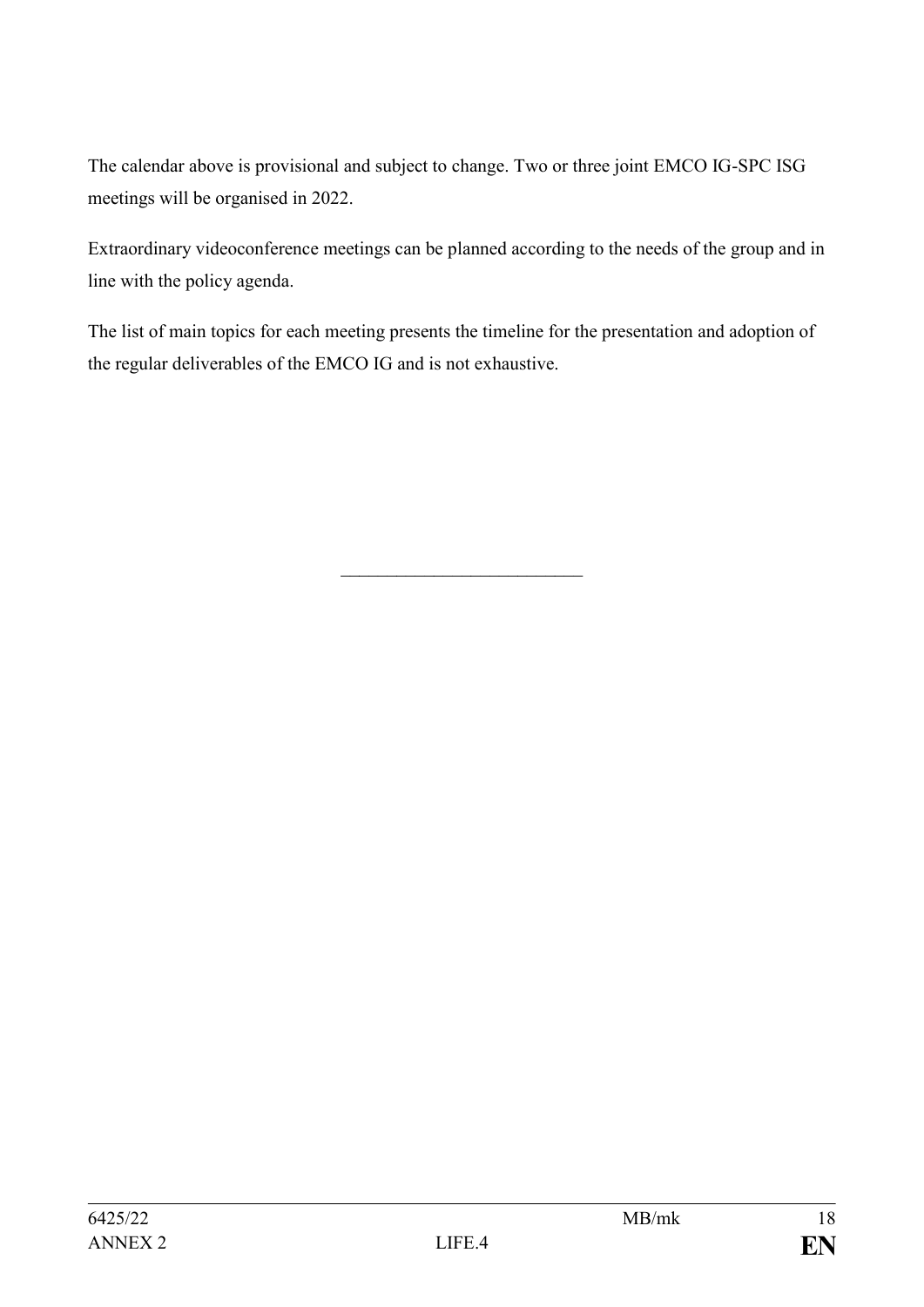The calendar above is provisional and subject to change. Two or three joint EMCO IG-SPC ISG meetings will be organised in 2022.

Extraordinary videoconference meetings can be planned according to the needs of the group and in line with the policy agenda.

The list of main topics for each meeting presents the timeline for the presentation and adoption of the regular deliverables of the EMCO IG and is not exhaustive.

---